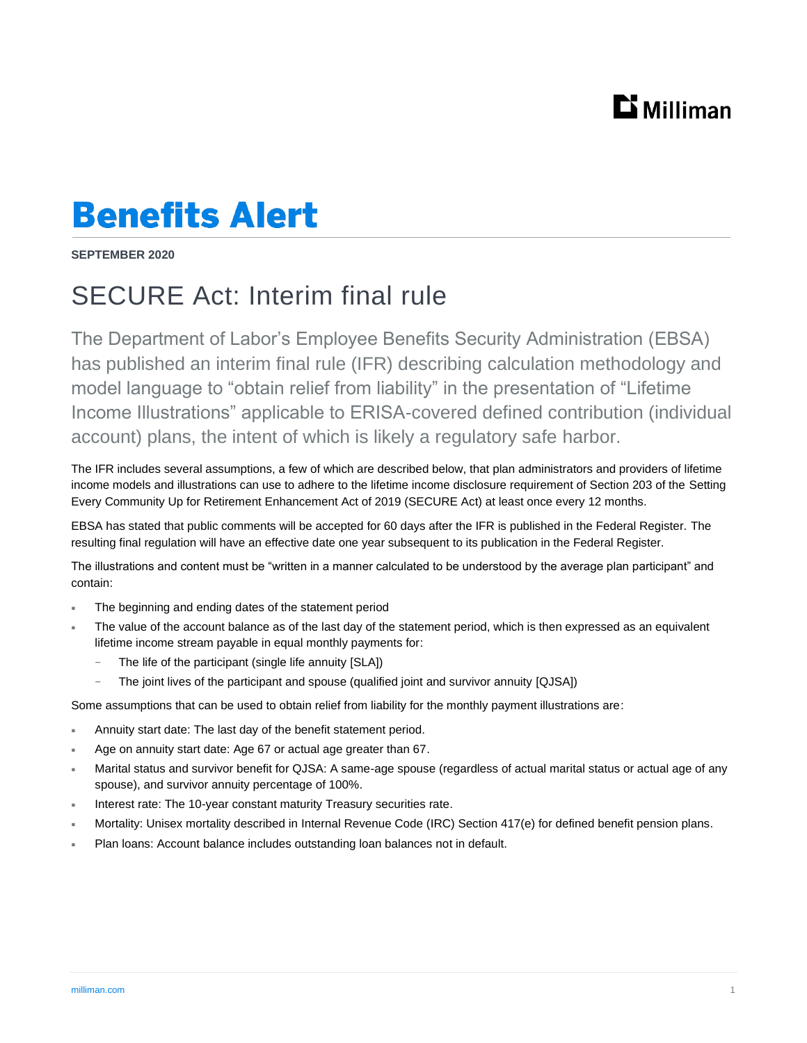# Benefits Alert

**SEPTEMBER 2020**

## SECURE Act: Interim final rule

The Department of Labor's Employee Benefits Security Administration (EBSA) has published an interim final rule (IFR) describing calculation methodology and model language to "obtain relief from liability" in the presentation of "Lifetime Income Illustrations" applicable to ERISA-covered defined contribution (individual account) plans, the intent of which is likely a regulatory safe harbor.

The IFR includes several assumptions, a few of which are described below, that plan administrators and providers of lifetime income models and illustrations can use to adhere to the lifetime income disclosure requirement of Section 203 of the Setting Every Community Up for Retirement Enhancement Act of 2019 (SECURE Act) at least once every 12 months.

EBSA has stated that public comments will be accepted for 60 days after the IFR is published in the Federal Register. The resulting final regulation will have an effective date one year subsequent to its publication in the Federal Register.

The illustrations and content must be "written in a manner calculated to be understood by the average plan participant" and contain:

- The beginning and ending dates of the statement period
- The value of the account balance as of the last day of the statement period, which is then expressed as an equivalent lifetime income stream payable in equal monthly payments for:
  - The life of the participant (single life annuity [SLA])
  - The joint lives of the participant and spouse (qualified joint and survivor annuity [QJSA])

Some assumptions that can be used to obtain relief from liability for the monthly payment illustrations are:

- Annuity start date: The last day of the benefit statement period.
- Age on annuity start date: Age 67 or actual age greater than 67.
- Marital status and survivor benefit for QJSA: A same-age spouse (regardless of actual marital status or actual age of any spouse), and survivor annuity percentage of 100%.
- Interest rate: The 10-year constant maturity Treasury securities rate.
- Mortality: Unisex mortality described in Internal Revenue Code (IRC) Section 417(e) for defined benefit pension plans.
- Plan loans: Account balance includes outstanding loan balances not in default.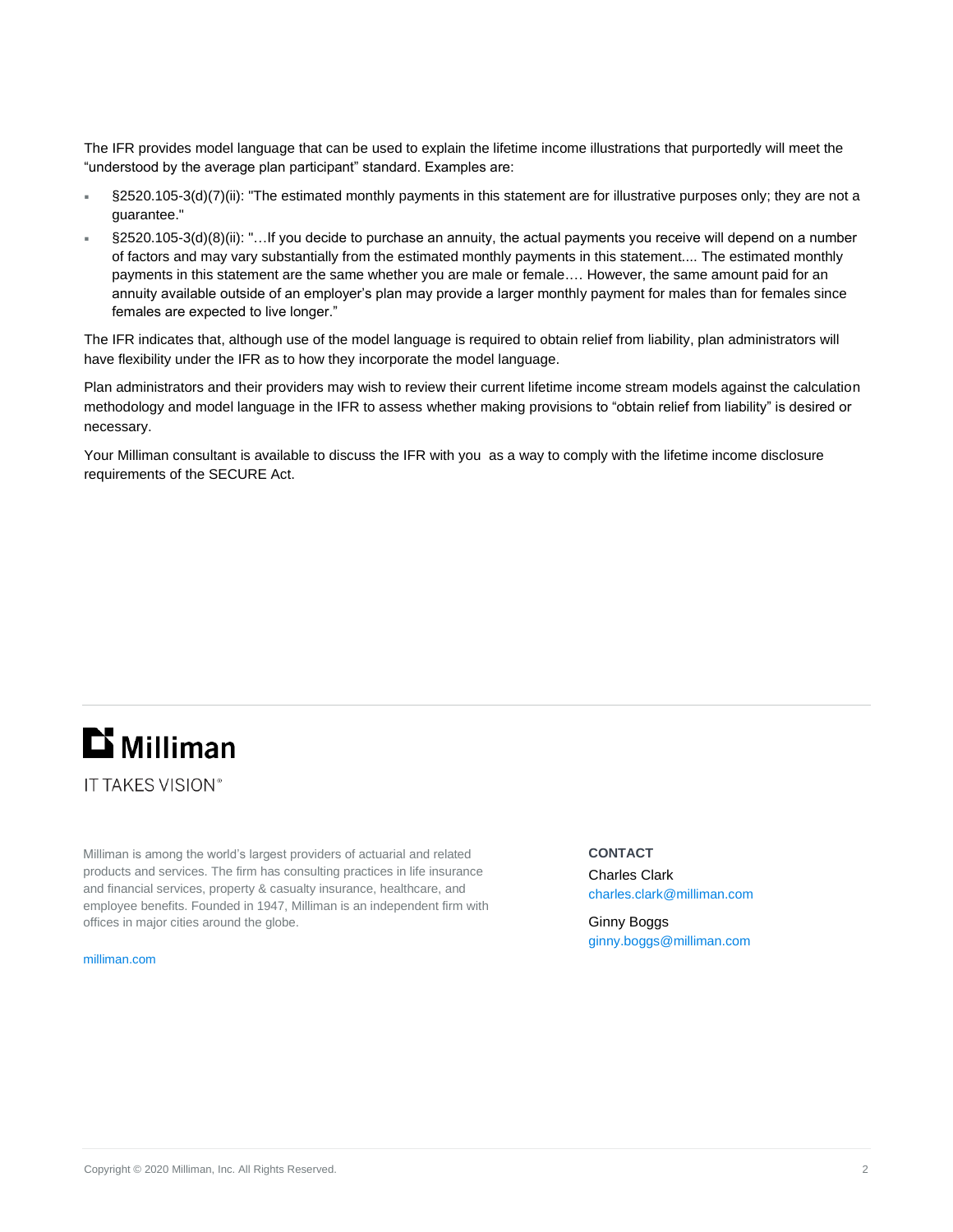The IFR provides model language that can be used to explain the lifetime income illustrations that purportedly will meet the “understood by the average plan participant” standard. Examples are:

- §2520.105-3(d)(7)(ii): "The estimated monthly payments in this statement are for illustrative purposes only; they are not a guarantee."
- §2520.105-3(d)(8)(ii): "…If you decide to purchase an annuity, the actual payments you receive will depend on a number of factors and may vary substantially from the estimated monthly payments in this statement.... The estimated monthly payments in this statement are the same whether you are male or female…. However, the same amount paid for an annuity available outside of an employer’s plan may provide a larger monthly payment for males than for females since females are expected to live longer.”

The IFR indicates that, although use of the model language is required to obtain relief from liability, plan administrators will have flexibility under the IFR as to how they incorporate the model language.

Plan administrators and their providers may wish to review their current lifetime income stream models against the calculation methodology and model language in the IFR to assess whether making provisions to “obtain relief from liability” is desired or necessary.

Your Milliman consultant is available to discuss the IFR with you as a way to comply with the lifetime income disclosure requirements of the SECURE Act.

---

**Milliman**

IT TAKES VISION®

Milliman is among the world’s largest providers of actuarial and related products and services. The firm has consulting practices in life insurance and financial services, property & casualty insurance, healthcare, and employee benefits. Founded in 1947, Milliman is an independent firm with offices in major cities around the globe.

milliman.com

**CONTACT**

Charles Clark
charles.clark@milliman.com

Ginny Boggs
ginny.boggs@milliman.com

Copyright © 2020 Milliman, Inc. All Rights Reserved.